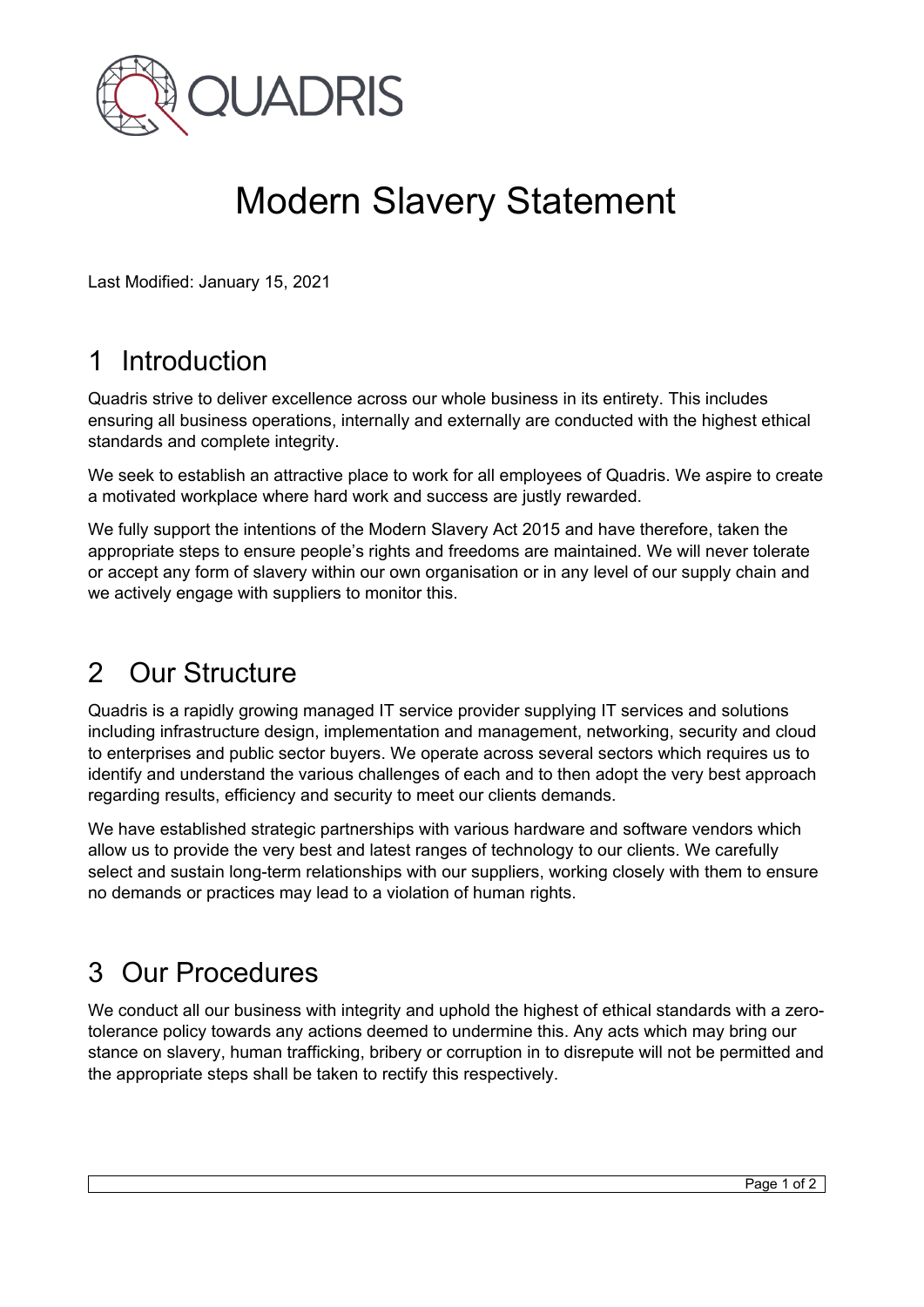QUADRIS

# Modern Slavery Statement

Last Modified: January 15, 2021

## 1 Introduction

Quadris strive to deliver excellence across our whole business in its entirety. This includes ensuring all business operations, internally and externally are conducted with the highest ethical standards and complete integrity.

We seek to establish an attractive place to work for all employees of Quadris. We aspire to create a motivated workplace where hard work and success are justly rewarded.

We fully support the intentions of the Modern Slavery Act 2015 and have therefore, taken the appropriate steps to ensure people's rights and freedoms are maintained. We will never tolerate or accept any form of slavery within our own organisation or in any level of our supply chain and we actively engage with suppliers to monitor this.

## 2 Our Structure

Quadris is a rapidly growing managed IT service provider supplying IT services and solutions including infrastructure design, implementation and management, networking, security and cloud to enterprises and public sector buyers. We operate across several sectors which requires us to identify and understand the various challenges of each and to then adopt the very best approach regarding results, efficiency and security to meet our clients demands.

We have established strategic partnerships with various hardware and software vendors which allow us to provide the very best and latest ranges of technology to our clients. We carefully select and sustain long-term relationships with our suppliers, working closely with them to ensure no demands or practices may lead to a violation of human rights.

## 3 Our Procedures

We conduct all our business with integrity and uphold the highest of ethical standards with a zero-tolerance policy towards any actions deemed to undermine this. Any acts which may bring our stance on slavery, human trafficking, bribery or corruption in to disrepute will not be permitted and the appropriate steps shall be taken to rectify this respectively.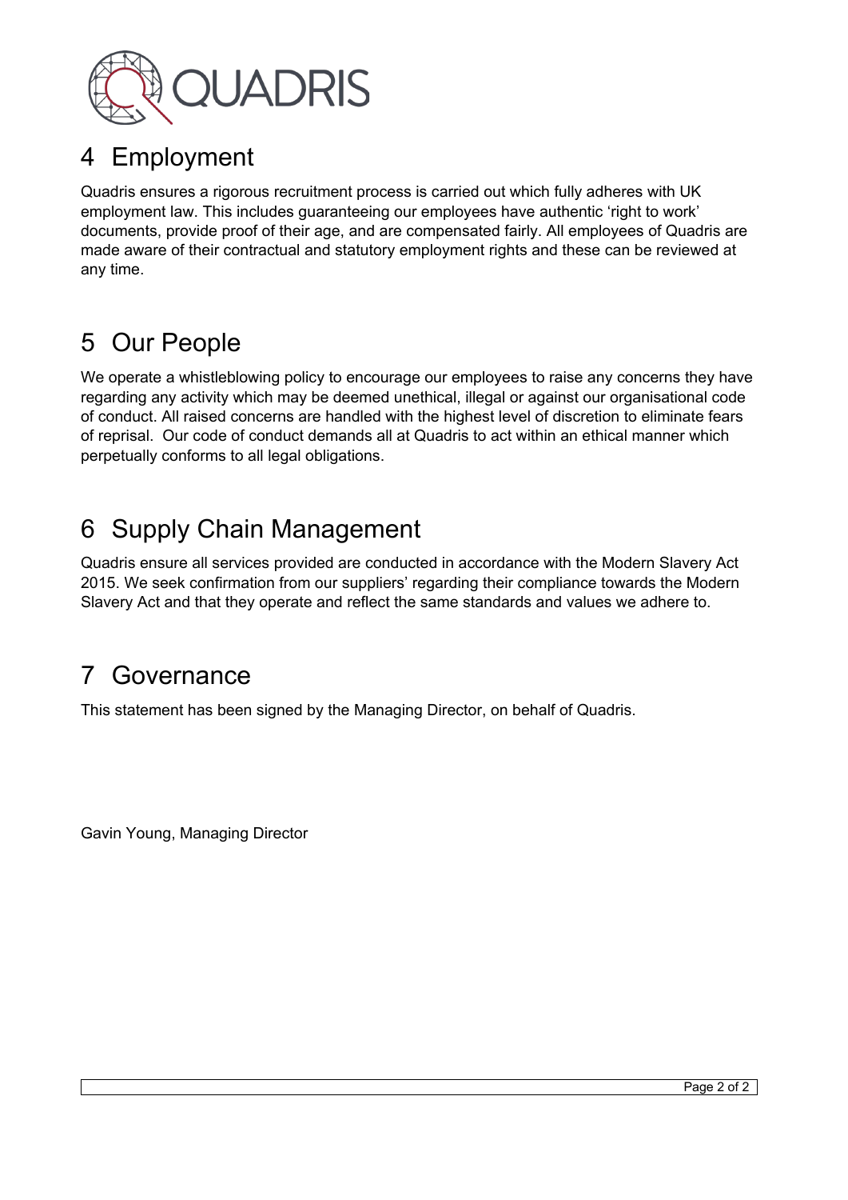## 4 Employment

Quadris ensures a rigorous recruitment process is carried out which fully adheres with UK employment law. This includes guaranteeing our employees have authentic 'right to work' documents, provide proof of their age, and are compensated fairly. All employees of Quadris are made aware of their contractual and statutory employment rights and these can be reviewed at any time.

## 5 Our People

We operate a whistleblowing policy to encourage our employees to raise any concerns they have regarding any activity which may be deemed unethical, illegal or against our organisational code of conduct. All raised concerns are handled with the highest level of discretion to eliminate fears of reprisal. Our code of conduct demands all at Quadris to act within an ethical manner which perpetually conforms to all legal obligations.

## 6 Supply Chain Management

Quadris ensure all services provided are conducted in accordance with the Modern Slavery Act 2015. We seek confirmation from our suppliers' regarding their compliance towards the Modern Slavery Act and that they operate and reflect the same standards and values we adhere to.

## 7 Governance

This statement has been signed by the Managing Director, on behalf of Quadris.

Gavin Young, Managing Director